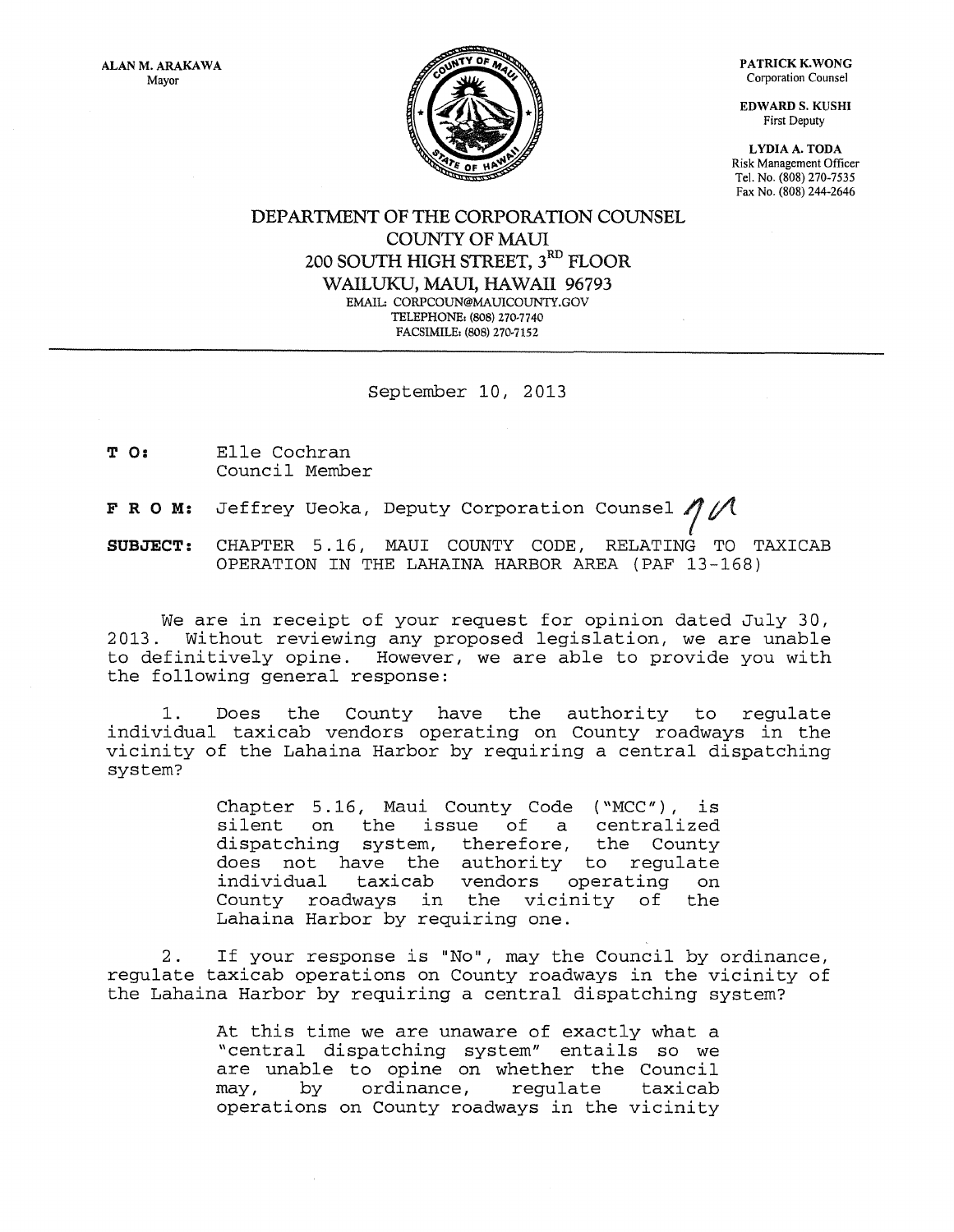ALAN M. ARAKAWA
Mayor

PATRICK K. WONG
Corporation Counsel

EDWARD S. KUSHI
First Deputy

LYDIA A. TODA
Risk Management Officer
Tel. No. (808) 270-7535
Fax No. (808) 244-2646

# DEPARTMENT OF THE CORPORATION COUNSEL
## COUNTY OF MAUI
## 200 SOUTH HIGH STREET, 3RD FLOOR
## WAILUKU, MAUI, HAWAII 96793

EMAIL: CORPCOUN@MAUICOUNTY.GOV
TELEPHONE: (808) 270-7740
FACSIMILE: (808) 270-7152

---

September 10, 2013

**T O:** Elle Cochran
Council Member

**F R O M:** Jeffrey Ueoka, Deputy Corporation Counsel

**SUBJECT:** CHAPTER 5.16, MAUI COUNTY CODE, RELATING TO TAXICAB OPERATION IN THE LAHAINA HARBOR AREA (PAF 13-168)

We are in receipt of your request for opinion dated July 30, 2013. Without reviewing any proposed legislation, we are unable to definitively opine. However, we are able to provide you with the following general response:

1. Does the County have the authority to regulate individual taxicab vendors operating on County roadways in the vicinity of the Lahaina Harbor by requiring a central dispatching system?

> Chapter 5.16, Maui County Code ("MCC"), is silent on the issue of a centralized dispatching system, therefore, the County does not have the authority to regulate individual taxicab vendors operating on County roadways in the vicinity of the Lahaina Harbor by requiring one.

2. If your response is "No", may the Council by ordinance, regulate taxicab operations on County roadways in the vicinity of the Lahaina Harbor by requiring a central dispatching system?

> At this time we are unaware of exactly what a "central dispatching system" entails so we are unable to opine on whether the Council may, by ordinance, regulate taxicab operations on County roadways in the vicinity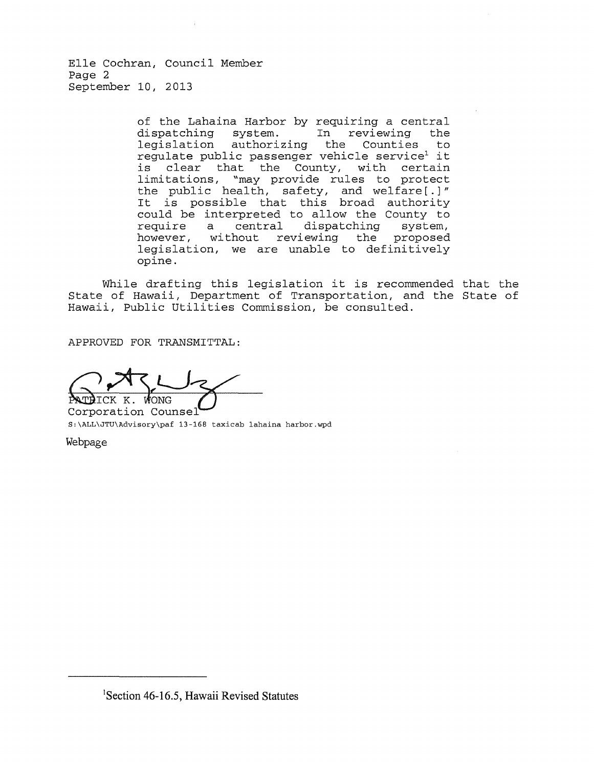of the Lahaina Harbor by requiring a central dispatching system. In reviewing the legislation authorizing the Counties to regulate public passenger vehicle service[1] it is clear that the County, with certain limitations, "may provide rules to protect the public health, safety, and welfare[.]" It is possible that this broad authority could be interpreted to allow the County to require a central dispatching system, however, without reviewing the proposed legislation, we are unable to definitively opine.

While drafting this legislation it is recommended that the State of Hawaii, Department of Transportation, and the State of Hawaii, Public Utilities Commission, be consulted.

APPROVED FOR TRANSMITTAL:

PATRICK K. WONG
Corporation Counsel

S:\ALL\JTU\Advisory\paf 13-168 taxicab lahaina harbor.wpd

Webpage

---

[1] Section 46-16.5, Hawaii Revised Statutes